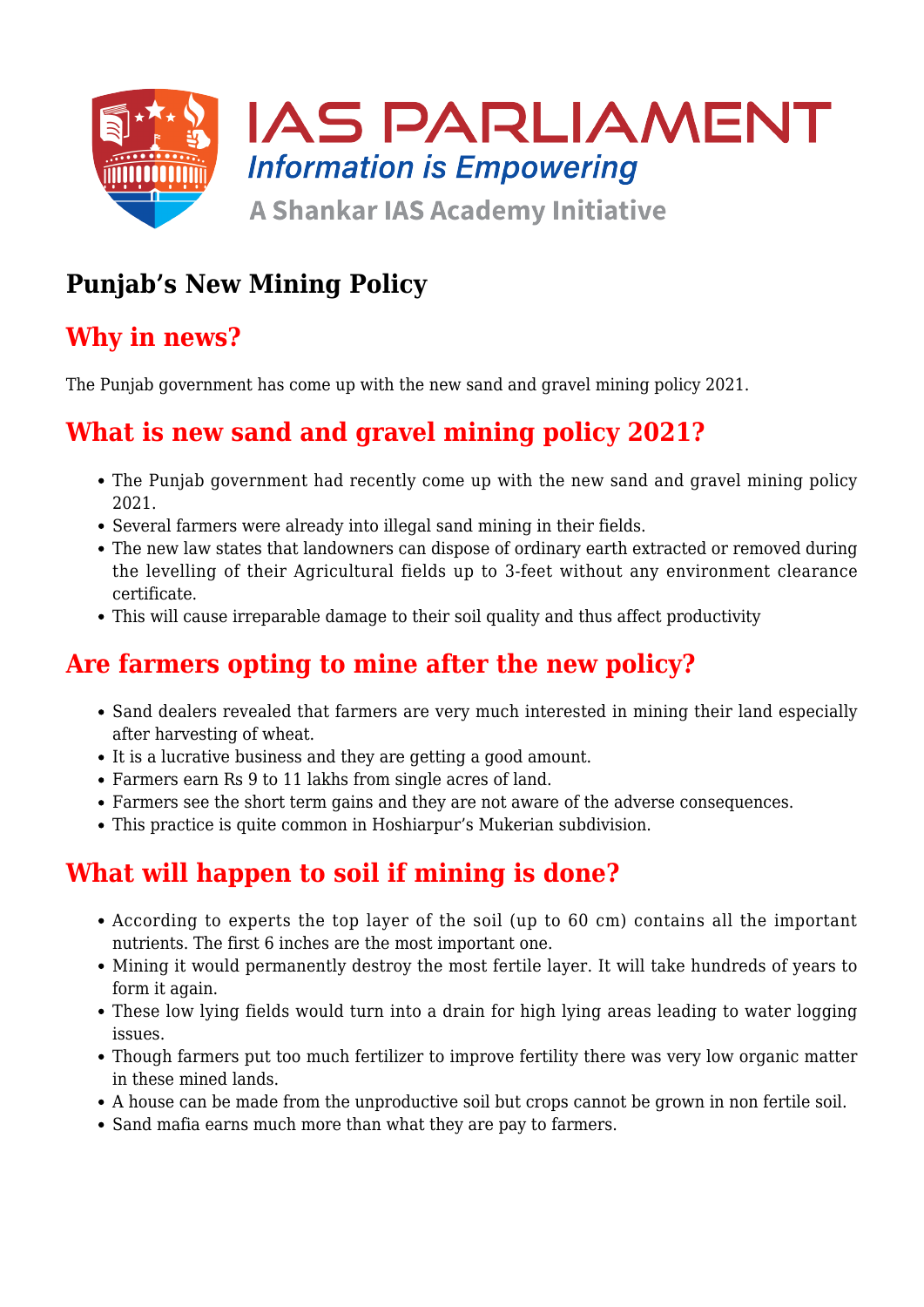# Punjab's New Mining Policy

## Why in news?

The Punjab government has come up with the new sand and gravel mining policy 2021.

## What is new sand and gravel mining policy 2021?

- The Punjab government had recently come up with the new sand and gravel mining policy 2021.
- Several farmers were already into illegal sand mining in their fields.
- The new law states that landowners can dispose of ordinary earth extracted or removed during the levelling of their Agricultural fields up to 3-feet without any environment clearance certificate.
- This will cause irreparable damage to their soil quality and thus affect productivity

## Are farmers opting to mine after the new policy?

- Sand dealers revealed that farmers are very much interested in mining their land especially after harvesting of wheat.
- It is a lucrative business and they are getting a good amount.
- Farmers earn Rs 9 to 11 lakhs from single acres of land.
- Farmers see the short term gains and they are not aware of the adverse consequences.
- This practice is quite common in Hoshiarpur's Mukerian subdivision.

## What will happen to soil if mining is done?

- According to experts the top layer of the soil (up to 60 cm) contains all the important nutrients. The first 6 inches are the most important one.
- Mining it would permanently destroy the most fertile layer. It will take hundreds of years to form it again.
- These low lying fields would turn into a drain for high lying areas leading to water logging issues.
- Though farmers put too much fertilizer to improve fertility there was very low organic matter in these mined lands.
- A house can be made from the unproductive soil but crops cannot be grown in non fertile soil.
- Sand mafia earns much more than what they are pay to farmers.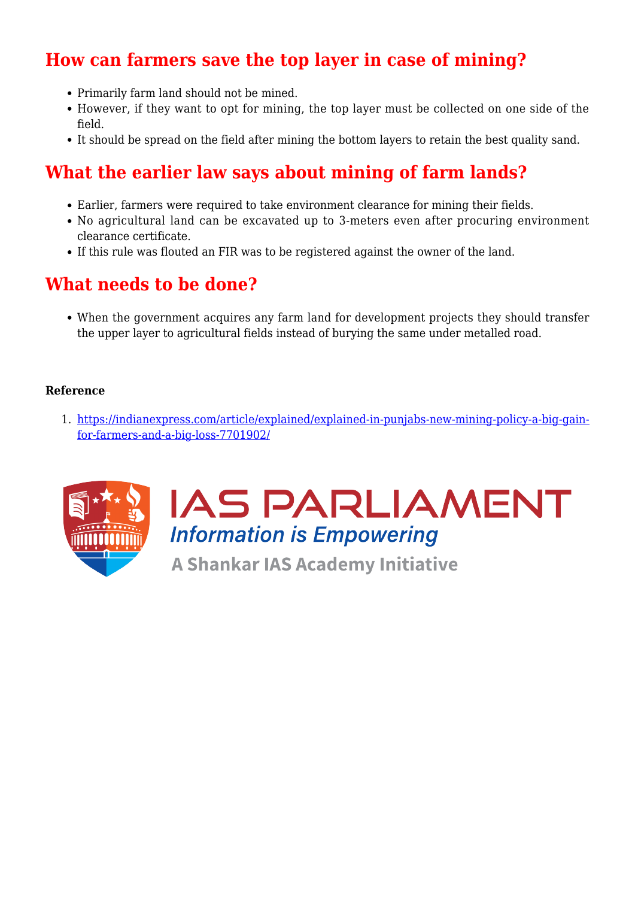## How can farmers save the top layer in case of mining?

- Primarily farm land should not be mined.
- However, if they want to opt for mining, the top layer must be collected on one side of the field.
- It should be spread on the field after mining the bottom layers to retain the best quality sand.

## What the earlier law says about mining of farm lands?

- Earlier, farmers were required to take environment clearance for mining their fields.
- No agricultural land can be excavated up to 3-meters even after procuring environment clearance certificate.
- If this rule was flouted an FIR was to be registered against the owner of the land.

## What needs to be done?

- When the government acquires any farm land for development projects they should transfer the upper layer to agricultural fields instead of burying the same under metalled road.

**Reference**

1. https://indianexpress.com/article/explained/explained-in-punjabs-new-mining-policy-a-big-gain-for-farmers-and-a-big-loss-7701902/

IAS PARLIAMENT
*Information is Empowering*
A Shankar IAS Academy Initiative